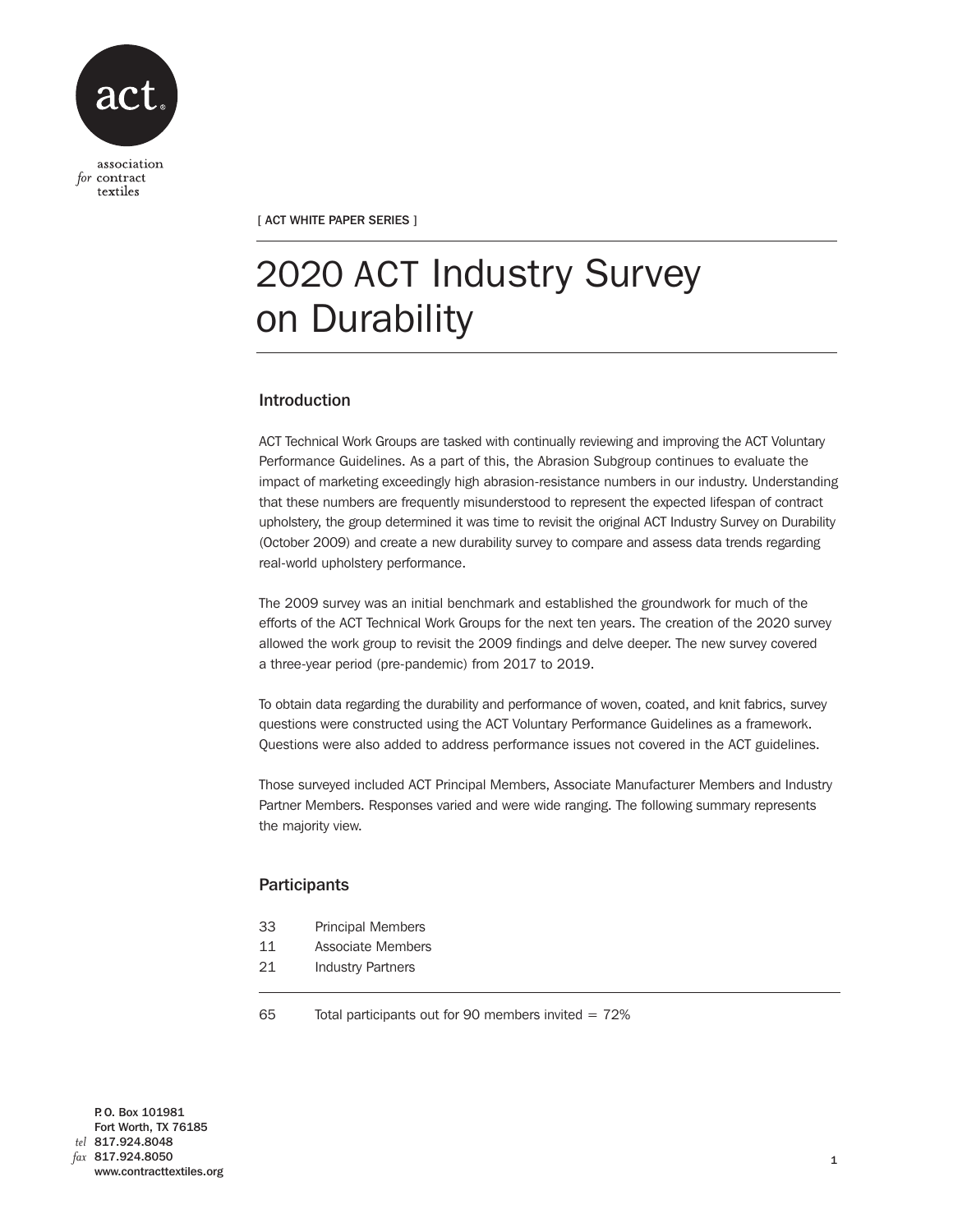association for contract textiles

[ ACT WHITE PAPER SERIES ]

# 2020 ACT Industry Survey on Durability

## Introduction

ACT Technical Work Groups are tasked with continually reviewing and improving the ACT Voluntary Performance Guidelines. As a part of this, the Abrasion Subgroup continues to evaluate the impact of marketing exceedingly high abrasion-resistance numbers in our industry. Understanding that these numbers are frequently misunderstood to represent the expected lifespan of contract upholstery, the group determined it was time to revisit the original ACT Industry Survey on Durability (October 2009) and create a new durability survey to compare and assess data trends regarding real-world upholstery performance.

The 2009 survey was an initial benchmark and established the groundwork for much of the efforts of the ACT Technical Work Groups for the next ten years. The creation of the 2020 survey allowed the work group to revisit the 2009 findings and delve deeper. The new survey covered a three-year period (pre-pandemic) from 2017 to 2019.

To obtain data regarding the durability and performance of woven, coated, and knit fabrics, survey questions were constructed using the ACT Voluntary Performance Guidelines as a framework. Questions were also added to address performance issues not covered in the ACT guidelines.

Those surveyed included ACT Principal Members, Associate Manufacturer Members and Industry Partner Members. Responses varied and were wide ranging. The following summary represents the majority view.

## Participants

| | |
|---|---|
| 33 | Principal Members |
| 11 | Associate Members |
| 21 | Industry Partners |
| 65 | Total participants out for 90 members invited = 72% |

P. O. Box 101981
Fort Worth, TX 76185
*tel* 817.924.8048
*fax* 817.924.8050
www.contracttextiles.org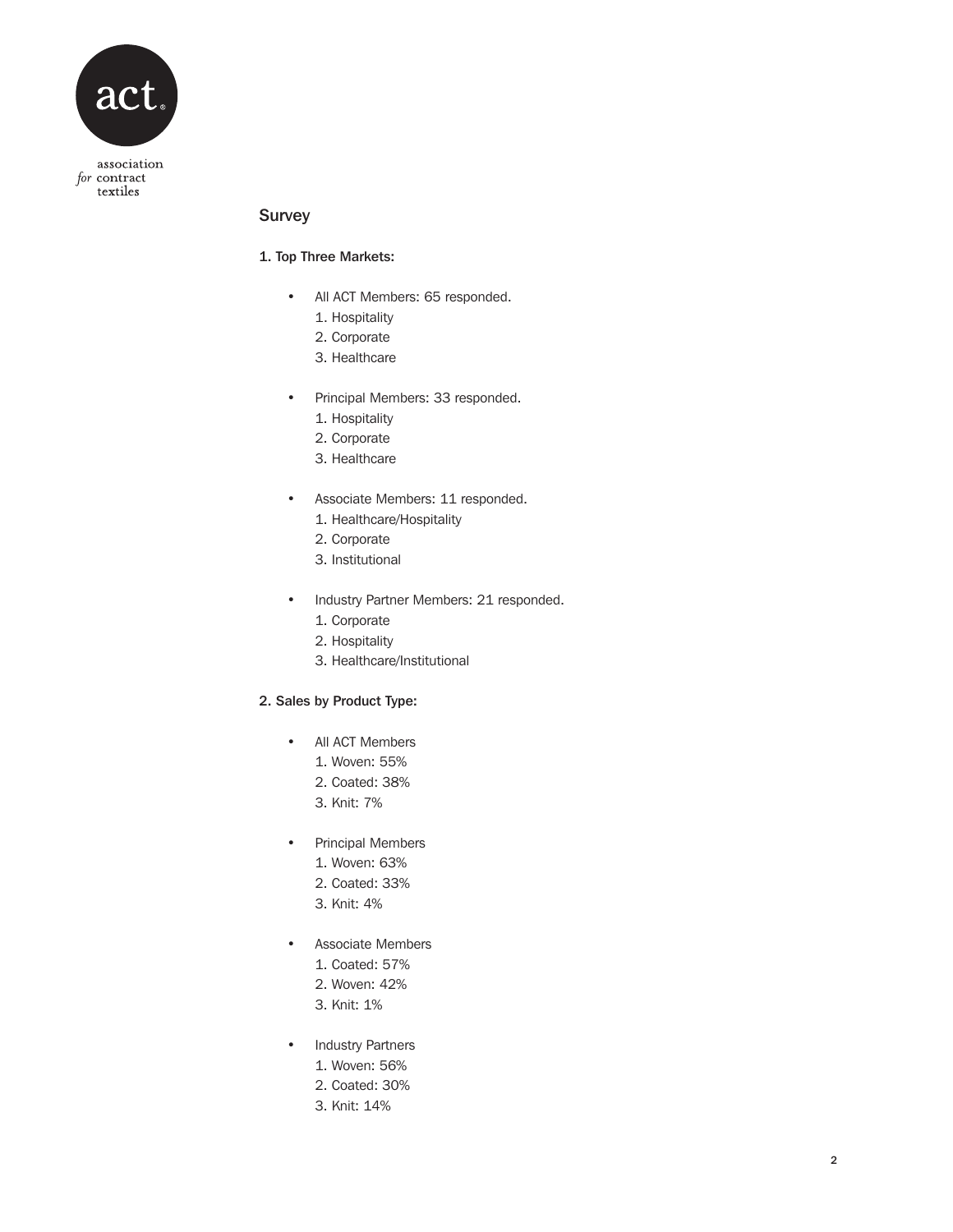## Survey

### 1. Top Three Markets:

- All ACT Members: 65 responded.
  1. Hospitality
  2. Corporate
  3. Healthcare

- Principal Members: 33 responded.
  1. Hospitality
  2. Corporate
  3. Healthcare

- Associate Members: 11 responded.
  1. Healthcare/Hospitality
  2. Corporate
  3. Institutional

- Industry Partner Members: 21 responded.
  1. Corporate
  2. Hospitality
  3. Healthcare/Institutional

### 2. Sales by Product Type:

- All ACT Members
  1. Woven: 55%
  2. Coated: 38%
  3. Knit: 7%

- Principal Members
  1. Woven: 63%
  2. Coated: 33%
  3. Knit: 4%

- Associate Members
  1. Coated: 57%
  2. Woven: 42%
  3. Knit: 1%

- Industry Partners
  1. Woven: 56%
  2. Coated: 30%
  3. Knit: 14%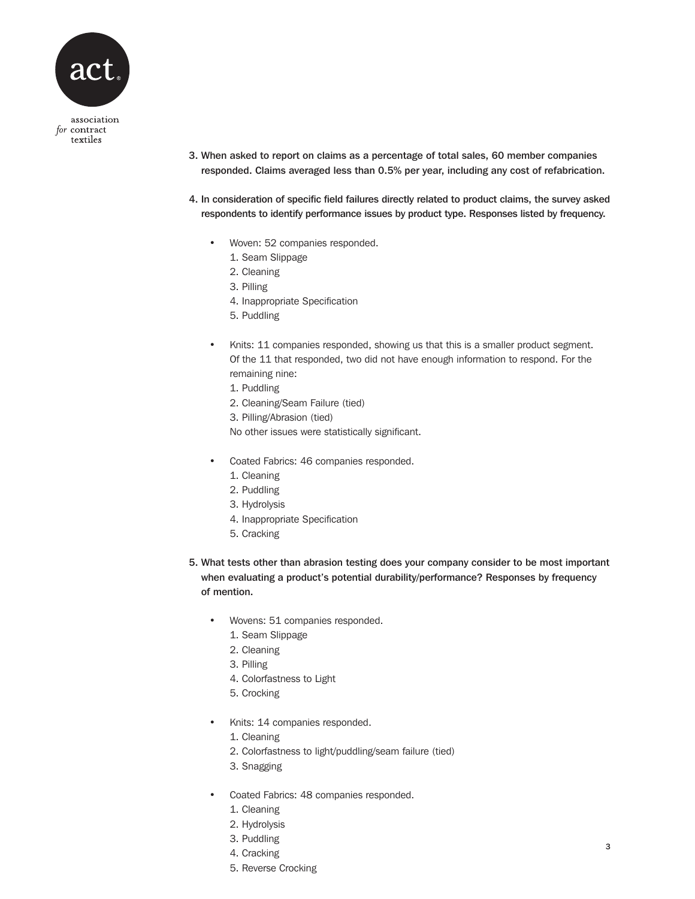3. **When asked to report on claims as a percentage of total sales, 60 member companies responded. Claims averaged less than 0.5% per year, including any cost of refabrication.**

4. **In consideration of specific field failures directly related to product claims, the survey asked respondents to identify performance issues by product type. Responses listed by frequency.**

   - Woven: 52 companies responded.
     1. Seam Slippage
     2. Cleaning
     3. Pilling
     4. Inappropriate Specification
     5. Puddling

   - Knits: 11 companies responded, showing us that this is a smaller product segment. Of the 11 that responded, two did not have enough information to respond. For the remaining nine:
     1. Puddling
     2. Cleaning/Seam Failure (tied)
     3. Pilling/Abrasion (tied)

     No other issues were statistically significant.

   - Coated Fabrics: 46 companies responded.
     1. Cleaning
     2. Puddling
     3. Hydrolysis
     4. Inappropriate Specification
     5. Cracking

5. **What tests other than abrasion testing does your company consider to be most important when evaluating a product's potential durability/performance? Responses by frequency of mention.**

   - Wovens: 51 companies responded.
     1. Seam Slippage
     2. Cleaning
     3. Pilling
     4. Colorfastness to Light
     5. Crocking

   - Knits: 14 companies responded.
     1. Cleaning
     2. Colorfastness to light/puddling/seam failure (tied)
     3. Snagging

   - Coated Fabrics: 48 companies responded.
     1. Cleaning
     2. Hydrolysis
     3. Puddling
     4. Cracking
     5. Reverse Crocking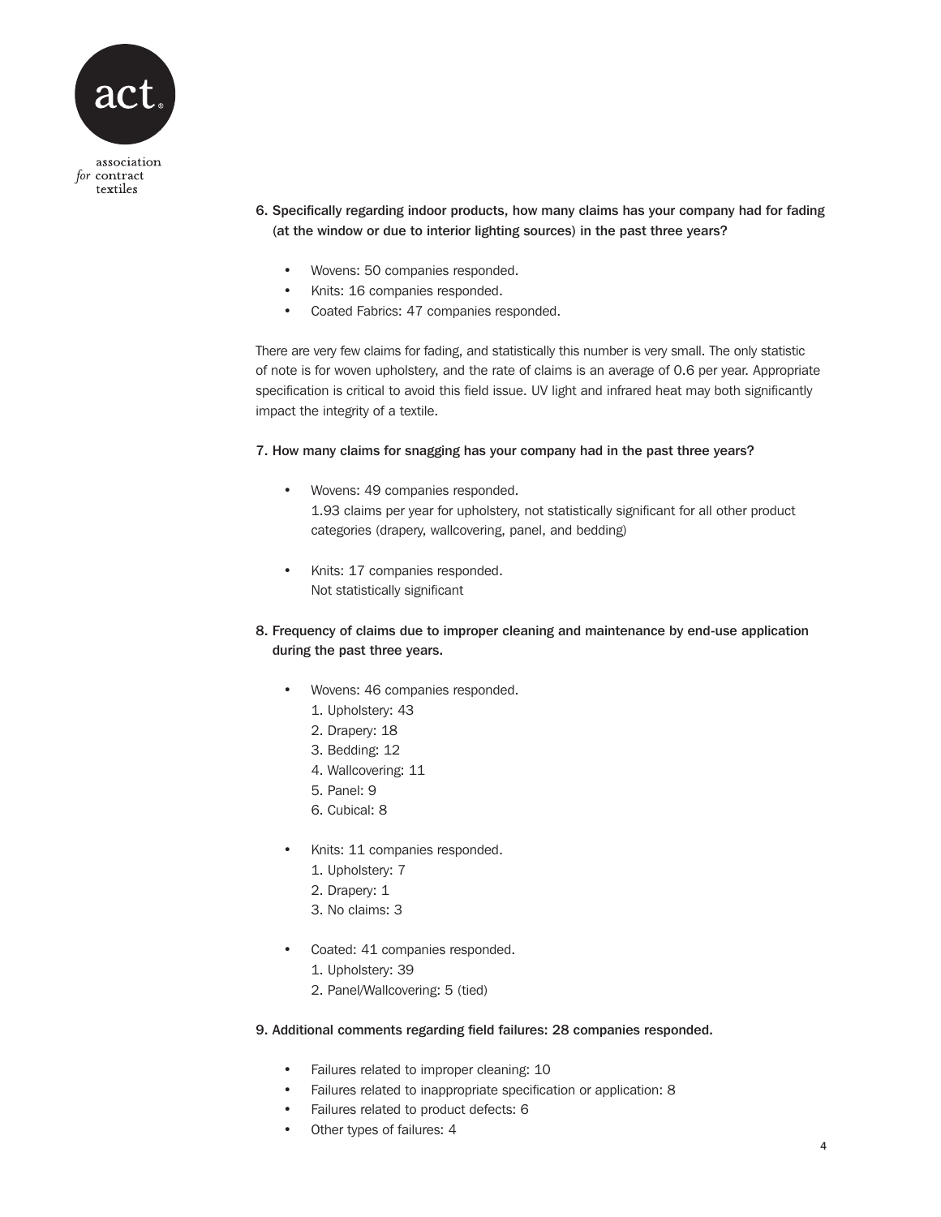6. **Specifically regarding indoor products, how many claims has your company had for fading (at the window or due to interior lighting sources) in the past three years?**

    - Wovens: 50 companies responded.
    - Knits: 16 companies responded.
    - Coated Fabrics: 47 companies responded.

    There are very few claims for fading, and statistically this number is very small. The only statistic of note is for woven upholstery, and the rate of claims is an average of 0.6 per year. Appropriate specification is critical to avoid this field issue. UV light and infrared heat may both significantly impact the integrity of a textile.

7. **How many claims for snagging has your company had in the past three years?**

    - Wovens: 49 companies responded.
      1.93 claims per year for upholstery, not statistically significant for all other product categories (drapery, wallcovering, panel, and bedding)

    - Knits: 17 companies responded.
      Not statistically significant

8. **Frequency of claims due to improper cleaning and maintenance by end-use application during the past three years.**

    - Wovens: 46 companies responded.
      1. Upholstery: 43
      2. Drapery: 18
      3. Bedding: 12
      4. Wallcovering: 11
      5. Panel: 9
      6. Cubical: 8

    - Knits: 11 companies responded.
      1. Upholstery: 7
      2. Drapery: 1
      3. No claims: 3

    - Coated: 41 companies responded.
      1. Upholstery: 39
      2. Panel/Wallcovering: 5 (tied)

9. **Additional comments regarding field failures: 28 companies responded.**

    - Failures related to improper cleaning: 10
    - Failures related to inappropriate specification or application: 8
    - Failures related to product defects: 6
    - Other types of failures: 4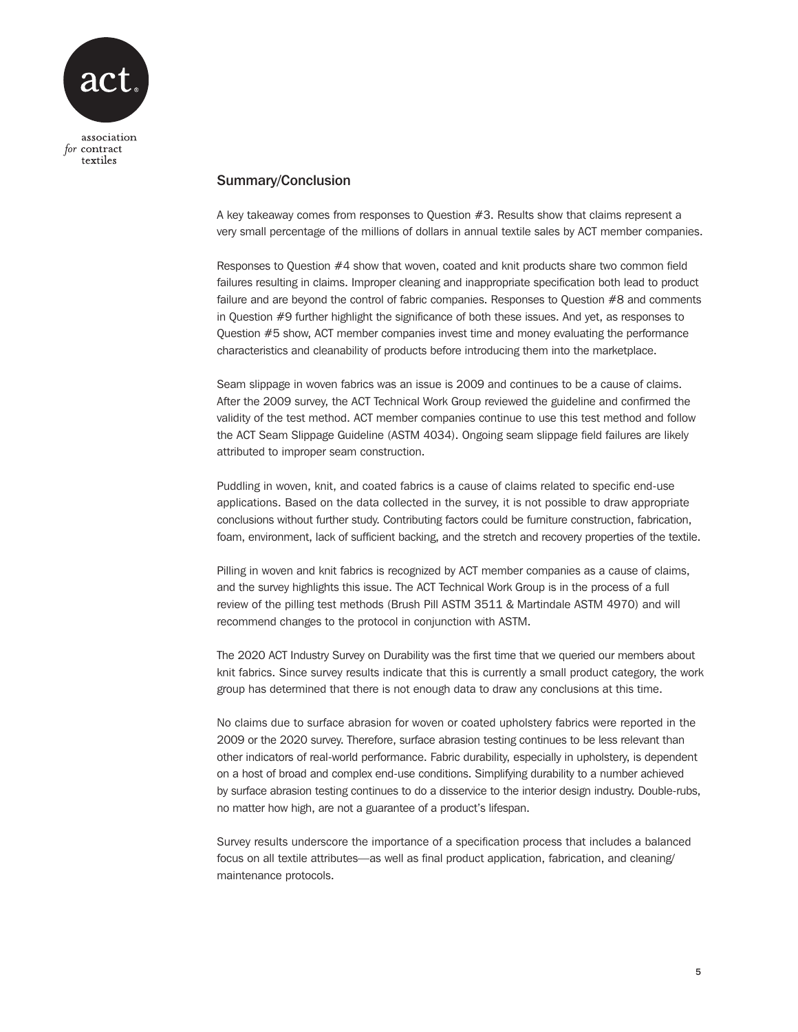## Summary/Conclusion

A key takeaway comes from responses to Question #3. Results show that claims represent a very small percentage of the millions of dollars in annual textile sales by ACT member companies.

Responses to Question #4 show that woven, coated and knit products share two common field failures resulting in claims. Improper cleaning and inappropriate specification both lead to product failure and are beyond the control of fabric companies. Responses to Question #8 and comments in Question #9 further highlight the significance of both these issues. And yet, as responses to Question #5 show, ACT member companies invest time and money evaluating the performance characteristics and cleanability of products before introducing them into the marketplace.

Seam slippage in woven fabrics was an issue is 2009 and continues to be a cause of claims. After the 2009 survey, the ACT Technical Work Group reviewed the guideline and confirmed the validity of the test method. ACT member companies continue to use this test method and follow the ACT Seam Slippage Guideline (ASTM 4034). Ongoing seam slippage field failures are likely attributed to improper seam construction.

Puddling in woven, knit, and coated fabrics is a cause of claims related to specific end-use applications. Based on the data collected in the survey, it is not possible to draw appropriate conclusions without further study. Contributing factors could be furniture construction, fabrication, foam, environment, lack of sufficient backing, and the stretch and recovery properties of the textile.

Pilling in woven and knit fabrics is recognized by ACT member companies as a cause of claims, and the survey highlights this issue. The ACT Technical Work Group is in the process of a full review of the pilling test methods (Brush Pill ASTM 3511 & Martindale ASTM 4970) and will recommend changes to the protocol in conjunction with ASTM.

The 2020 ACT Industry Survey on Durability was the first time that we queried our members about knit fabrics. Since survey results indicate that this is currently a small product category, the work group has determined that there is not enough data to draw any conclusions at this time.

No claims due to surface abrasion for woven or coated upholstery fabrics were reported in the 2009 or the 2020 survey. Therefore, surface abrasion testing continues to be less relevant than other indicators of real-world performance. Fabric durability, especially in upholstery, is dependent on a host of broad and complex end-use conditions. Simplifying durability to a number achieved by surface abrasion testing continues to do a disservice to the interior design industry. Double-rubs, no matter how high, are not a guarantee of a product's lifespan.

Survey results underscore the importance of a specification process that includes a balanced focus on all textile attributes—as well as final product application, fabrication, and cleaning/maintenance protocols.